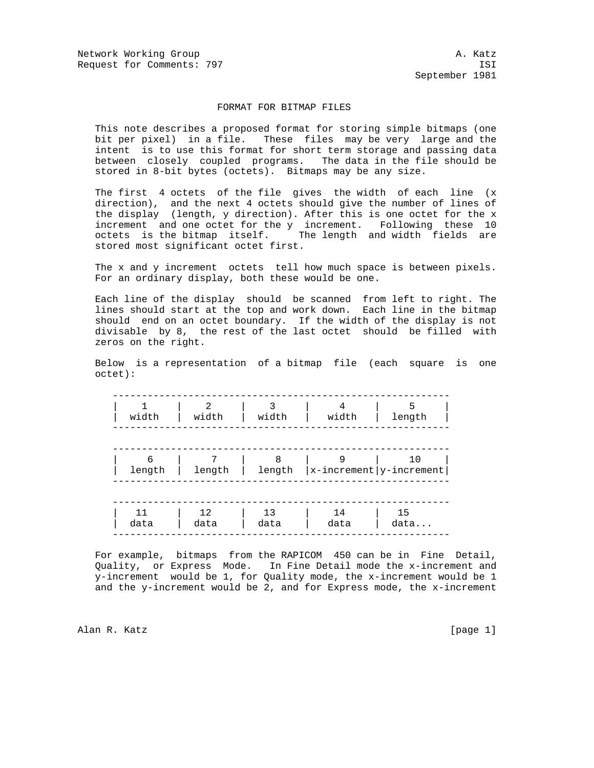Network Working Group A. Katz
Request for Comments: 797 ISI
September 1981

# FORMAT FOR BITMAP FILES

This note describes a proposed format for storing simple bitmaps (one bit per pixel) in a file. These files may be very large and the intent is to use this format for short term storage and passing data between closely coupled programs. The data in the file should be stored in 8-bit bytes (octets). Bitmaps may be any size.

The first 4 octets of the file gives the width of each line (x direction), and the next 4 octets should give the number of lines of the display (length, y direction). After this is one octet for the x increment and one octet for the y increment. Following these 10 octets is the bitmap itself. The length and width fields are stored most significant octet first.

The x and y increment octets tell how much space is between pixels. For an ordinary display, both these would be one.

Each line of the display should be scanned from left to right. The lines should start at the top and work down. Each line in the bitmap should end on an octet boundary. If the width of the display is not divisable by 8, the rest of the last octet should be filled with zeros on the right.

Below is a representation of a bitmap file (each square is one octet):

```
    ---------------------------------------------------------
    |    1     |    2     |    3     |     4     |     5     |
    |  width   |  width   |  width   |   width   |  length   |
    ---------------------------------------------------------


    ---------------------------------------------------------
    |    6     |    7     |    8     |     9     |    10     |
    |  length  |  length  |  length  |x-increment|y-increment|
    ---------------------------------------------------------


    ---------------------------------------------------------
    |   11     |   12     |   13     |    14     |   15
    |  data    |  data    |  data    |   data    |  data...
    ---------------------------------------------------------
```

For example, bitmaps from the RAPICOM 450 can be in Fine Detail, Quality, or Express Mode. In Fine Detail mode the x-increment and y-increment would be 1, for Quality mode, the x-increment would be 1 and the y-increment would be 2, and for Express mode, the x-increment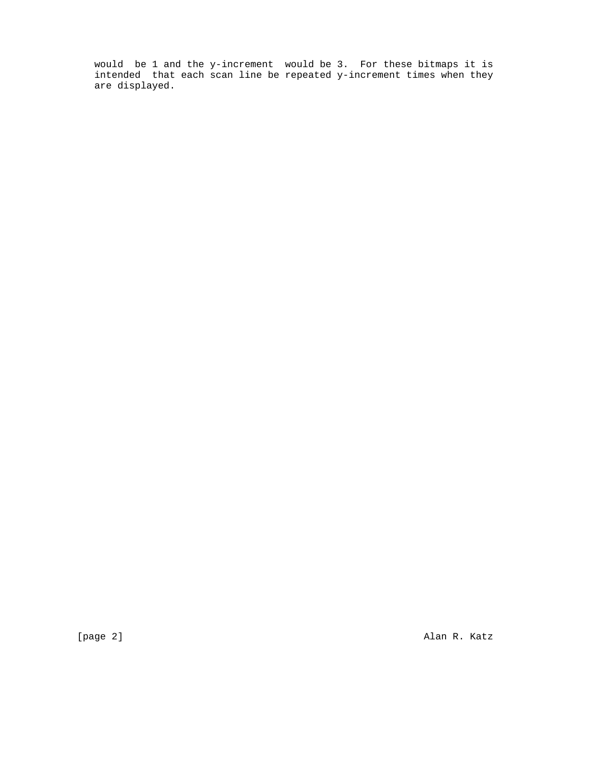would be 1 and the y-increment would be 3. For these bitmaps it is intended that each scan line be repeated y-increment times when they are displayed.